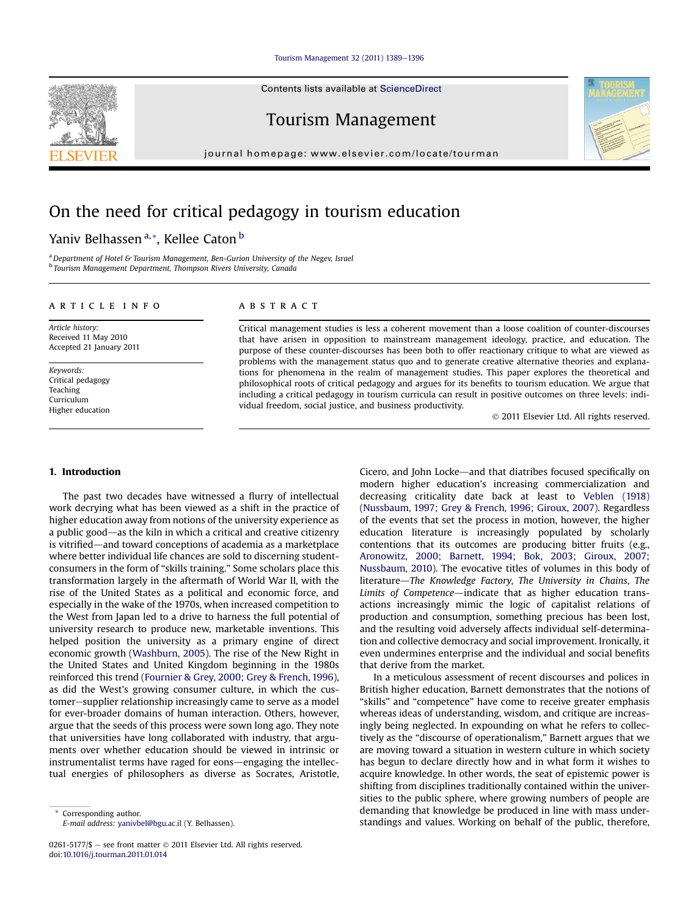# On the need for critical pedagogy in tourism education

Yaniv Belhassen [a,*], Kellee Caton [b]

[a] Department of Hotel & Tourism Management, Ben-Gurion University of the Negev, Israel
[b] Tourism Management Department, Thompson Rivers University, Canada

**ARTICLE INFO**

*Article history:*
Received 11 May 2010
Accepted 21 January 2011

*Keywords:*
Critical pedagogy
Teaching
Curriculum
Higher education

**ABSTRACT**

Critical management studies is less a coherent movement than a loose coalition of counter-discourses that have arisen in opposition to mainstream management ideology, practice, and education. The purpose of these counter-discourses has been both to offer reactionary critique to what are viewed as problems with the management status quo and to generate creative alternative theories and explanations for phenomena in the realm of management studies. This paper explores the theoretical and philosophical roots of critical pedagogy and argues for its benefits to tourism education. We argue that including a critical pedagogy in tourism curricula can result in positive outcomes on three levels: individual freedom, social justice, and business productivity.

© 2011 Elsevier Ltd. All rights reserved.

## 1. Introduction

The past two decades have witnessed a flurry of intellectual work decrying what has been viewed as a shift in the practice of higher education away from notions of the university experience as a public good—as the kiln in which a critical and creative citizenry is vitrified—and toward conceptions of academia as a marketplace where better individual life chances are sold to discerning student-consumers in the form of "skills training." Some scholars place this transformation largely in the aftermath of World War II, with the rise of the United States as a political and economic force, and especially in the wake of the 1970s, when increased competition to the West from Japan led to a drive to harness the full potential of university research to produce new, marketable inventions. This helped position the university as a primary engine of direct economic growth (Washburn, 2005). The rise of the New Right in the United States and United Kingdom beginning in the 1980s reinforced this trend (Fournier & Grey, 2000; Grey & French, 1996), as did the West's growing consumer culture, in which the customer–supplier relationship increasingly came to serve as a model for ever-broader domains of human interaction. Others, however, argue that the seeds of this process were sown long ago. They note that universities have long collaborated with industry, that arguments over whether education should be viewed in intrinsic or instrumentalist terms have raged for eons—engaging the intellectual energies of philosophers as diverse as Socrates, Aristotle, Cicero, and John Locke—and that diatribes focused specifically on modern higher education's increasing commercialization and decreasing criticality date back at least to Veblen (1918) (Nussbaum, 1997; Grey & French, 1996; Giroux, 2007). Regardless of the events that set the process in motion, however, the higher education literature is increasingly populated by scholarly contentions that its outcomes are producing bitter fruits (e.g., Aronowitz, 2000; Barnett, 1994; Bok, 2003; Giroux, 2007; Nussbaum, 2010). The evocative titles of volumes in this body of literature—*The Knowledge Factory*, *The University in Chains*, *The Limits of Competence*—indicate that as higher education transactions increasingly mimic the logic of capitalist relations of production and consumption, something precious has been lost, and the resulting void adversely affects individual self-determination and collective democracy and social improvement. Ironically, it even undermines enterprise and the individual and social benefits that derive from the market.

In a meticulous assessment of recent discourses and polices in British higher education, Barnett demonstrates that the notions of "skills" and "competence" have come to receive greater emphasis whereas ideas of understanding, wisdom, and critique are increasingly being neglected. In expounding on what he refers to collectively as the "discourse of operationalism," Barnett argues that we are moving toward a situation in western culture in which society has begun to declare directly how and in what form it wishes to acquire knowledge. In other words, the seat of epistemic power is shifting from disciplines traditionally contained within the universities to the public sphere, where growing numbers of people are demanding that knowledge be produced in line with mass understandings and values. Working on behalf of the public, therefore,

\* Corresponding author.
E-mail address: yanivbel@bgu.ac.il (Y. Belhassen).

0261-5177/$ – see front matter © 2011 Elsevier Ltd. All rights reserved.
doi:10.1016/j.tourman.2011.01.014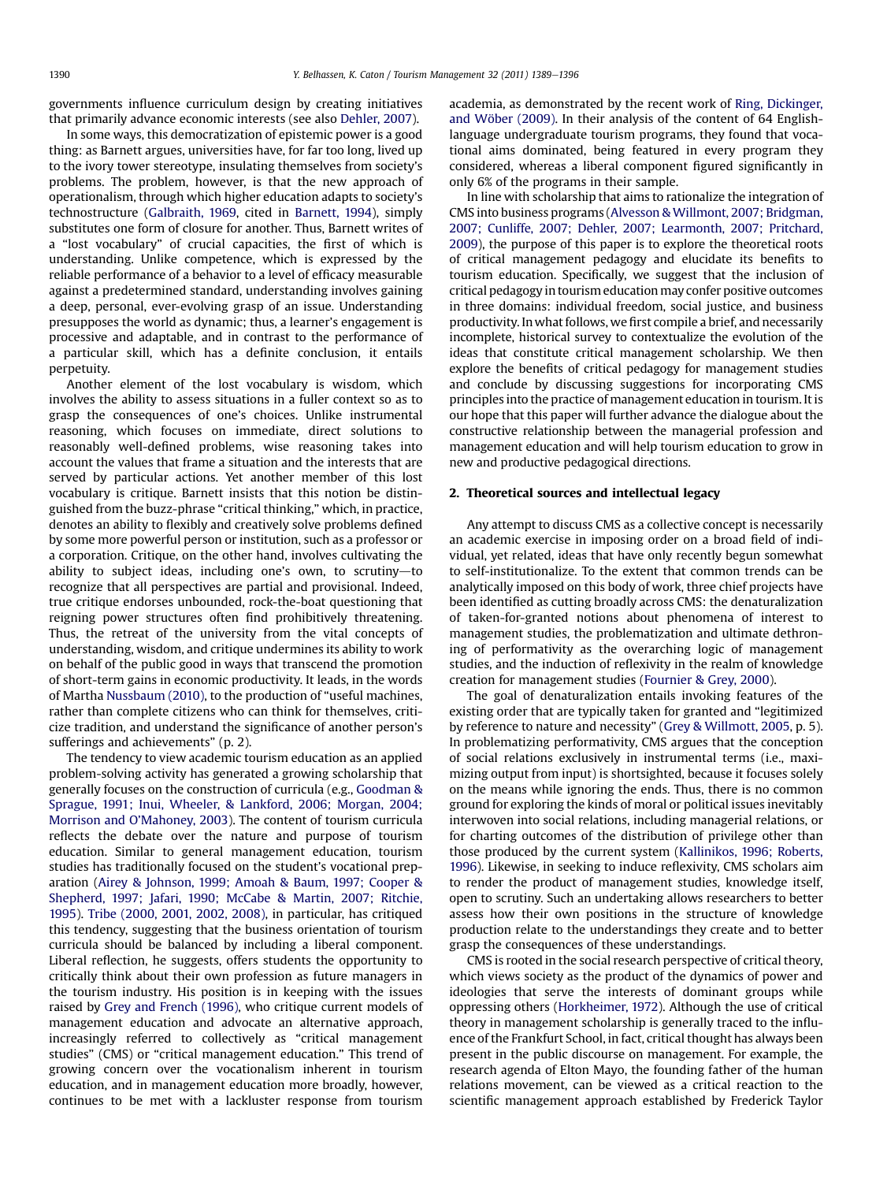governments influence curriculum design by creating initiatives that primarily advance economic interests (see also Dehler, 2007).

In some ways, this democratization of epistemic power is a good thing: as Barnett argues, universities have, for far too long, lived up to the ivory tower stereotype, insulating themselves from society's problems. The problem, however, is that the new approach of operationalism, through which higher education adapts to society's technostructure (Galbraith, 1969, cited in Barnett, 1994), simply substitutes one form of closure for another. Thus, Barnett writes of a "lost vocabulary" of crucial capacities, the first of which is understanding. Unlike competence, which is expressed by the reliable performance of a behavior to a level of efficacy measurable against a predetermined standard, understanding involves gaining a deep, personal, ever-evolving grasp of an issue. Understanding presupposes the world as dynamic; thus, a learner's engagement is processive and adaptable, and in contrast to the performance of a particular skill, which has a definite conclusion, it entails perpetuity.

Another element of the lost vocabulary is wisdom, which involves the ability to assess situations in a fuller context so as to grasp the consequences of one's choices. Unlike instrumental reasoning, which focuses on immediate, direct solutions to reasonably well-defined problems, wise reasoning takes into account the values that frame a situation and the interests that are served by particular actions. Yet another member of this lost vocabulary is critique. Barnett insists that this notion be distinguished from the buzz-phrase "critical thinking," which, in practice, denotes an ability to flexibly and creatively solve problems defined by some more powerful person or institution, such as a professor or a corporation. Critique, on the other hand, involves cultivating the ability to subject ideas, including one's own, to scrutiny—to recognize that all perspectives are partial and provisional. Indeed, true critique endorses unbounded, rock-the-boat questioning that reigning power structures often find prohibitively threatening. Thus, the retreat of the university from the vital concepts of understanding, wisdom, and critique undermines its ability to work on behalf of the public good in ways that transcend the promotion of short-term gains in economic productivity. It leads, in the words of Martha Nussbaum (2010), to the production of "useful machines, rather than complete citizens who can think for themselves, criticize tradition, and understand the significance of another person's sufferings and achievements" (p. 2).

The tendency to view academic tourism education as an applied problem-solving activity has generated a growing scholarship that generally focuses on the construction of curricula (e.g., Goodman & Sprague, 1991; Inui, Wheeler, & Lankford, 2006; Morgan, 2004; Morrison and O'Mahoney, 2003). The content of tourism curricula reflects the debate over the nature and purpose of tourism education. Similar to general management education, tourism studies has traditionally focused on the student's vocational preparation (Airey & Johnson, 1999; Amoah & Baum, 1997; Cooper & Shepherd, 1997; Jafari, 1990; McCabe & Martin, 2007; Ritchie, 1995). Tribe (2000, 2001, 2002, 2008), in particular, has critiqued this tendency, suggesting that the business orientation of tourism curricula should be balanced by including a liberal component. Liberal reflection, he suggests, offers students the opportunity to critically think about their own profession as future managers in the tourism industry. His position is in keeping with the issues raised by Grey and French (1996), who critique current models of management education and advocate an alternative approach, increasingly referred to collectively as "critical management studies" (CMS) or "critical management education." This trend of growing concern over the vocationalism inherent in tourism education, and in management education more broadly, however, continues to be met with a lackluster response from tourism academia, as demonstrated by the recent work of Ring, Dickinger, and Wöber (2009). In their analysis of the content of 64 English-language undergraduate tourism programs, they found that vocational aims dominated, being featured in every program they considered, whereas a liberal component figured significantly in only 6% of the programs in their sample.

In line with scholarship that aims to rationalize the integration of CMS into business programs (Alvesson & Willmont, 2007; Bridgman, 2007; Cunliffe, 2007; Dehler, 2007; Learmonth, 2007; Pritchard, 2009), the purpose of this paper is to explore the theoretical roots of critical management pedagogy and elucidate its benefits to tourism education. Specifically, we suggest that the inclusion of critical pedagogy in tourism education may confer positive outcomes in three domains: individual freedom, social justice, and business productivity. In what follows, we first compile a brief, and necessarily incomplete, historical survey to contextualize the evolution of the ideas that constitute critical management scholarship. We then explore the benefits of critical pedagogy for management studies and conclude by discussing suggestions for incorporating CMS principles into the practice of management education in tourism. It is our hope that this paper will further advance the dialogue about the constructive relationship between the managerial profession and management education and will help tourism education to grow in new and productive pedagogical directions.

## 2. Theoretical sources and intellectual legacy

Any attempt to discuss CMS as a collective concept is necessarily an academic exercise in imposing order on a broad field of individual, yet related, ideas that have only recently begun somewhat to self-institutionalize. To the extent that common trends can be analytically imposed on this body of work, three chief projects have been identified as cutting broadly across CMS: the denaturalization of taken-for-granted notions about phenomena of interest to management studies, the problematization and ultimate dethroning of performativity as the overarching logic of management studies, and the induction of reflexivity in the realm of knowledge creation for management studies (Fournier & Grey, 2000).

The goal of denaturalization entails invoking features of the existing order that are typically taken for granted and "legitimized by reference to nature and necessity" (Grey & Willmott, 2005, p. 5). In problematizing performativity, CMS argues that the conception of social relations exclusively in instrumental terms (i.e., maximizing output from input) is shortsighted, because it focuses solely on the means while ignoring the ends. Thus, there is no common ground for exploring the kinds of moral or political issues inevitably interwoven into social relations, including managerial relations, or for charting outcomes of the distribution of privilege other than those produced by the current system (Kallinikos, 1996; Roberts, 1996). Likewise, in seeking to induce reflexivity, CMS scholars aim to render the product of management studies, knowledge itself, open to scrutiny. Such an undertaking allows researchers to better assess how their own positions in the structure of knowledge production relate to the understandings they create and to better grasp the consequences of these understandings.

CMS is rooted in the social research perspective of critical theory, which views society as the product of the dynamics of power and ideologies that serve the interests of dominant groups while oppressing others (Horkheimer, 1972). Although the use of critical theory in management scholarship is generally traced to the influence of the Frankfurt School, in fact, critical thought has always been present in the public discourse on management. For example, the research agenda of Elton Mayo, the founding father of the human relations movement, can be viewed as a critical reaction to the scientific management approach established by Frederick Taylor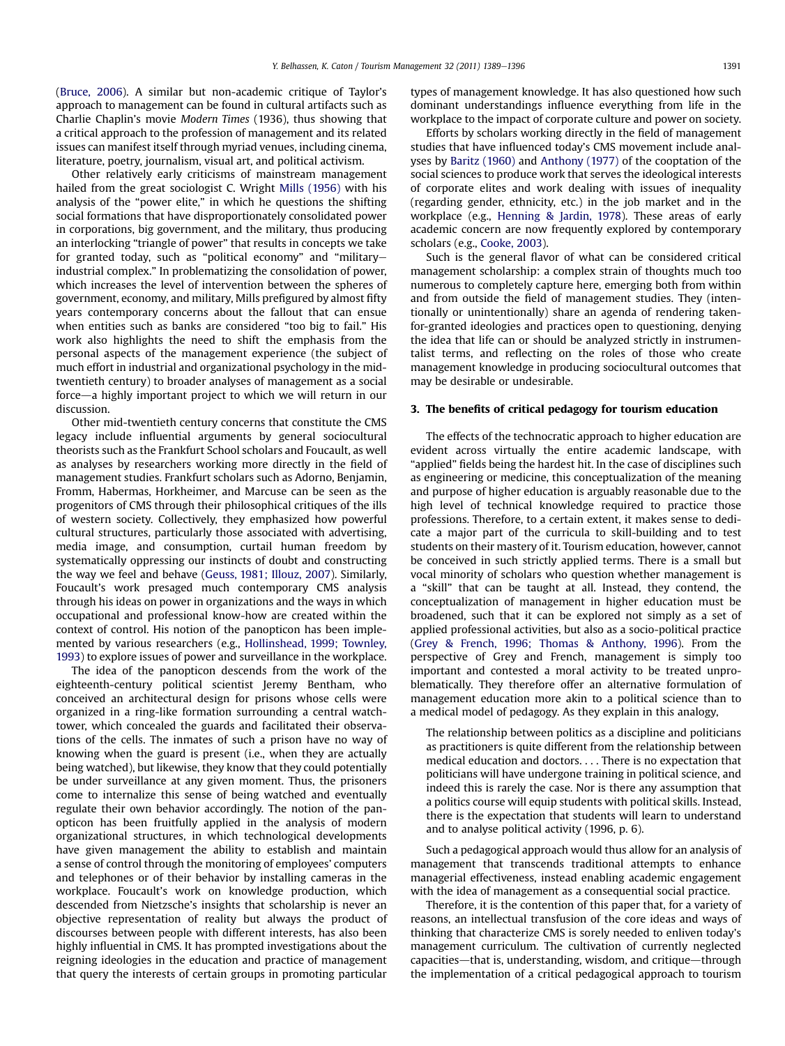(Bruce, 2006). A similar but non-academic critique of Taylor's approach to management can be found in cultural artifacts such as Charlie Chaplin's movie *Modern Times* (1936), thus showing that a critical approach to the profession of management and its related issues can manifest itself through myriad venues, including cinema, literature, poetry, journalism, visual art, and political activism.

Other relatively early criticisms of mainstream management hailed from the great sociologist C. Wright Mills (1956) with his analysis of the "power elite," in which he questions the shifting social formations that have disproportionately consolidated power in corporations, big government, and the military, thus producing an interlocking "triangle of power" that results in concepts we take for granted today, such as "political economy" and "military–industrial complex." In problematizing the consolidation of power, which increases the level of intervention between the spheres of government, economy, and military, Mills prefigured by almost fifty years contemporary concerns about the fallout that can ensue when entities such as banks are considered "too big to fail." His work also highlights the need to shift the emphasis from the personal aspects of the management experience (the subject of much effort in industrial and organizational psychology in the mid-twentieth century) to broader analyses of management as a social force—a highly important project to which we will return in our discussion.

Other mid-twentieth century concerns that constitute the CMS legacy include influential arguments by general sociocultural theorists such as the Frankfurt School scholars and Foucault, as well as analyses by researchers working more directly in the field of management studies. Frankfurt scholars such as Adorno, Benjamin, Fromm, Habermas, Horkheimer, and Marcuse can be seen as the progenitors of CMS through their philosophical critiques of the ills of western society. Collectively, they emphasized how powerful cultural structures, particularly those associated with advertising, media image, and consumption, curtail human freedom by systematically oppressing our instincts of doubt and constructing the way we feel and behave (Geuss, 1981; Illouz, 2007). Similarly, Foucault's work presaged much contemporary CMS analysis through his ideas on power in organizations and the ways in which occupational and professional know-how are created within the context of control. His notion of the panopticon has been implemented by various researchers (e.g., Hollinshead, 1999; Townley, 1993) to explore issues of power and surveillance in the workplace.

The idea of the panopticon descends from the work of the eighteenth-century political scientist Jeremy Bentham, who conceived an architectural design for prisons whose cells were organized in a ring-like formation surrounding a central watchtower, which concealed the guards and facilitated their observations of the cells. The inmates of such a prison have no way of knowing when the guard is present (i.e., when they are actually being watched), but likewise, they know that they could potentially be under surveillance at any given moment. Thus, the prisoners come to internalize this sense of being watched and eventually regulate their own behavior accordingly. The notion of the panopticon has been fruitfully applied in the analysis of modern organizational structures, in which technological developments have given management the ability to establish and maintain a sense of control through the monitoring of employees' computers and telephones or of their behavior by installing cameras in the workplace. Foucault's work on knowledge production, which descended from Nietzsche's insights that scholarship is never an objective representation of reality but always the product of discourses between people with different interests, has also been highly influential in CMS. It has prompted investigations about the reigning ideologies in the education and practice of management that query the interests of certain groups in promoting particular types of management knowledge. It has also questioned how such dominant understandings influence everything from life in the workplace to the impact of corporate culture and power on society.

Efforts by scholars working directly in the field of management studies that have influenced today's CMS movement include analyses by Baritz (1960) and Anthony (1977) of the cooptation of the social sciences to produce work that serves the ideological interests of corporate elites and work dealing with issues of inequality (regarding gender, ethnicity, etc.) in the job market and in the workplace (e.g., Henning & Jardin, 1978). These areas of early academic concern are now frequently explored by contemporary scholars (e.g., Cooke, 2003).

Such is the general flavor of what can be considered critical management scholarship: a complex strain of thoughts much too numerous to completely capture here, emerging both from within and from outside the field of management studies. They (intentionally or unintentionally) share an agenda of rendering taken-for-granted ideologies and practices open to questioning, denying the idea that life can or should be analyzed strictly in instrumentalist terms, and reflecting on the roles of those who create management knowledge in producing sociocultural outcomes that may be desirable or undesirable.

## 3. The benefits of critical pedagogy for tourism education

The effects of the technocratic approach to higher education are evident across virtually the entire academic landscape, with "applied" fields being the hardest hit. In the case of disciplines such as engineering or medicine, this conceptualization of the meaning and purpose of higher education is arguably reasonable due to the high level of technical knowledge required to practice those professions. Therefore, to a certain extent, it makes sense to dedicate a major part of the curricula to skill-building and to test students on their mastery of it. Tourism education, however, cannot be conceived in such strictly applied terms. There is a small but vocal minority of scholars who question whether management is a "skill" that can be taught at all. Instead, they contend, the conceptualization of management in higher education must be broadened, such that it can be explored not simply as a set of applied professional activities, but also as a socio-political practice (Grey & French, 1996; Thomas & Anthony, 1996). From the perspective of Grey and French, management is simply too important and contested a moral activity to be treated unproblematically. They therefore offer an alternative formulation of management education more akin to a political science than to a medical model of pedagogy. As they explain in this analogy,

> The relationship between politics as a discipline and politicians as practitioners is quite different from the relationship between medical education and doctors. . . . There is no expectation that politicians will have undergone training in political science, and indeed this is rarely the case. Nor is there any assumption that a politics course will equip students with political skills. Instead, there is the expectation that students will learn to understand and to analyse political activity (1996, p. 6).

Such a pedagogical approach would thus allow for an analysis of management that transcends traditional attempts to enhance managerial effectiveness, instead enabling academic engagement with the idea of management as a consequential social practice.

Therefore, it is the contention of this paper that, for a variety of reasons, an intellectual transfusion of the core ideas and ways of thinking that characterize CMS is sorely needed to enliven today's management curriculum. The cultivation of currently neglected capacities—that is, understanding, wisdom, and critique—through the implementation of a critical pedagogical approach to tourism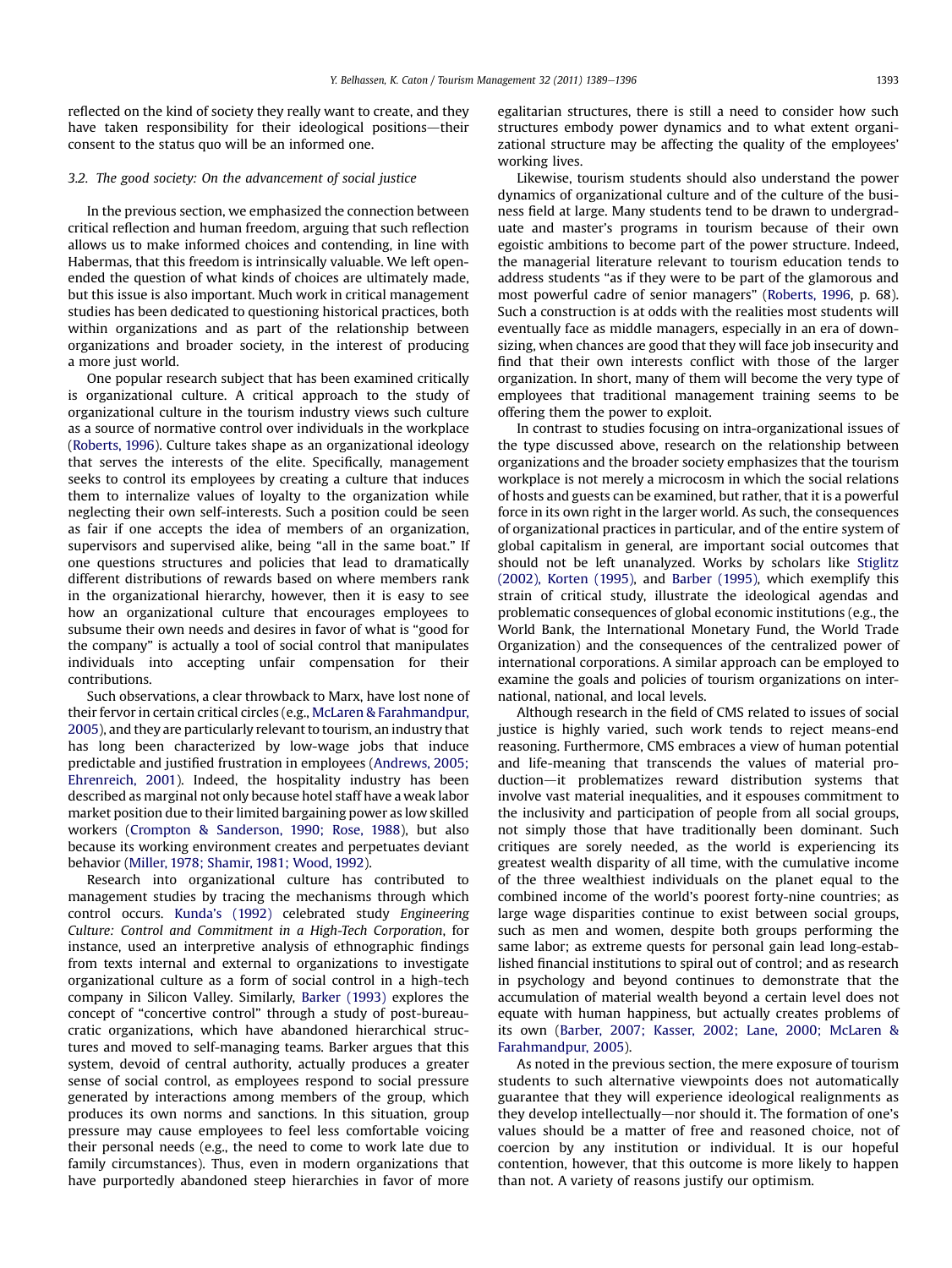reflected on the kind of society they really want to create, and they have taken responsibility for their ideological positions—their consent to the status quo will be an informed one.

### 3.2. The good society: On the advancement of social justice

In the previous section, we emphasized the connection between critical reflection and human freedom, arguing that such reflection allows us to make informed choices and contending, in line with Habermas, that this freedom is intrinsically valuable. We left open-ended the question of what kinds of choices are ultimately made, but this issue is also important. Much work in critical management studies has been dedicated to questioning historical practices, both within organizations and as part of the relationship between organizations and broader society, in the interest of producing a more just world.

One popular research subject that has been examined critically is organizational culture. A critical approach to the study of organizational culture in the tourism industry views such culture as a source of normative control over individuals in the workplace (Roberts, 1996). Culture takes shape as an organizational ideology that serves the interests of the elite. Specifically, management seeks to control its employees by creating a culture that induces them to internalize values of loyalty to the organization while neglecting their own self-interests. Such a position could be seen as fair if one accepts the idea of members of an organization, supervisors and supervised alike, being "all in the same boat." If one questions structures and policies that lead to dramatically different distributions of rewards based on where members rank in the organizational hierarchy, however, then it is easy to see how an organizational culture that encourages employees to subsume their own needs and desires in favor of what is "good for the company" is actually a tool of social control that manipulates individuals into accepting unfair compensation for their contributions.

Such observations, a clear throwback to Marx, have lost none of their fervor in certain critical circles (e.g., McLaren & Farahmandpur, 2005), and they are particularly relevant to tourism, an industry that has long been characterized by low-wage jobs that induce predictable and justified frustration in employees (Andrews, 2005; Ehrenreich, 2001). Indeed, the hospitality industry has been described as marginal not only because hotel staff have a weak labor market position due to their limited bargaining power as low skilled workers (Crompton & Sanderson, 1990; Rose, 1988), but also because its working environment creates and perpetuates deviant behavior (Miller, 1978; Shamir, 1981; Wood, 1992).

Research into organizational culture has contributed to management studies by tracing the mechanisms through which control occurs. Kunda's (1992) celebrated study *Engineering Culture: Control and Commitment in a High-Tech Corporation*, for instance, used an interpretive analysis of ethnographic findings from texts internal and external to organizations to investigate organizational culture as a form of social control in a high-tech company in Silicon Valley. Similarly, Barker (1993) explores the concept of "concertive control" through a study of post-bureaucratic organizations, which have abandoned hierarchical structures and moved to self-managing teams. Barker argues that this system, devoid of central authority, actually produces a greater sense of social control, as employees respond to social pressure generated by interactions among members of the group, which produces its own norms and sanctions. In this situation, group pressure may cause employees to feel less comfortable voicing their personal needs (e.g., the need to come to work late due to family circumstances). Thus, even in modern organizations that have purportedly abandoned steep hierarchies in favor of more egalitarian structures, there is still a need to consider how such structures embody power dynamics and to what extent organizational structure may be affecting the quality of the employees' working lives.

Likewise, tourism students should also understand the power dynamics of organizational culture and of the culture of the business field at large. Many students tend to be drawn to undergraduate and master's programs in tourism because of their own egoistic ambitions to become part of the power structure. Indeed, the managerial literature relevant to tourism education tends to address students "as if they were to be part of the glamorous and most powerful cadre of senior managers" (Roberts, 1996, p. 68). Such a construction is at odds with the realities most students will eventually face as middle managers, especially in an era of downsizing, when chances are good that they will face job insecurity and find that their own interests conflict with those of the larger organization. In short, many of them will become the very type of employees that traditional management training seems to be offering them the power to exploit.

In contrast to studies focusing on intra-organizational issues of the type discussed above, research on the relationship between organizations and the broader society emphasizes that the tourism workplace is not merely a microcosm in which the social relations of hosts and guests can be examined, but rather, that it is a powerful force in its own right in the larger world. As such, the consequences of organizational practices in particular, and of the entire system of global capitalism in general, are important social outcomes that should not be left unanalyzed. Works by scholars like Stiglitz (2002), Korten (1995), and Barber (1995), which exemplify this strain of critical study, illustrate the ideological agendas and problematic consequences of global economic institutions (e.g., the World Bank, the International Monetary Fund, the World Trade Organization) and the consequences of the centralized power of international corporations. A similar approach can be employed to examine the goals and policies of tourism organizations on international, national, and local levels.

Although research in the field of CMS related to issues of social justice is highly varied, such work tends to reject means-end reasoning. Furthermore, CMS embraces a view of human potential and life-meaning that transcends the values of material production—it problematizes reward distribution systems that involve vast material inequalities, and it espouses commitment to the inclusivity and participation of people from all social groups, not simply those that have traditionally been dominant. Such critiques are sorely needed, as the world is experiencing its greatest wealth disparity of all time, with the cumulative income of the three wealthiest individuals on the planet equal to the combined income of the world's poorest forty-nine countries; as large wage disparities continue to exist between social groups, such as men and women, despite both groups performing the same labor; as extreme quests for personal gain lead long-established financial institutions to spiral out of control; and as research in psychology and beyond continues to demonstrate that the accumulation of material wealth beyond a certain level does not equate with human happiness, but actually creates problems of its own (Barber, 2007; Kasser, 2002; Lane, 2000; McLaren & Farahmandpur, 2005).

As noted in the previous section, the mere exposure of tourism students to such alternative viewpoints does not automatically guarantee that they will experience ideological realignments as they develop intellectually—nor should it. The formation of one's values should be a matter of free and reasoned choice, not of coercion by any institution or individual. It is our hopeful contention, however, that this outcome is more likely to happen than not. A variety of reasons justify our optimism.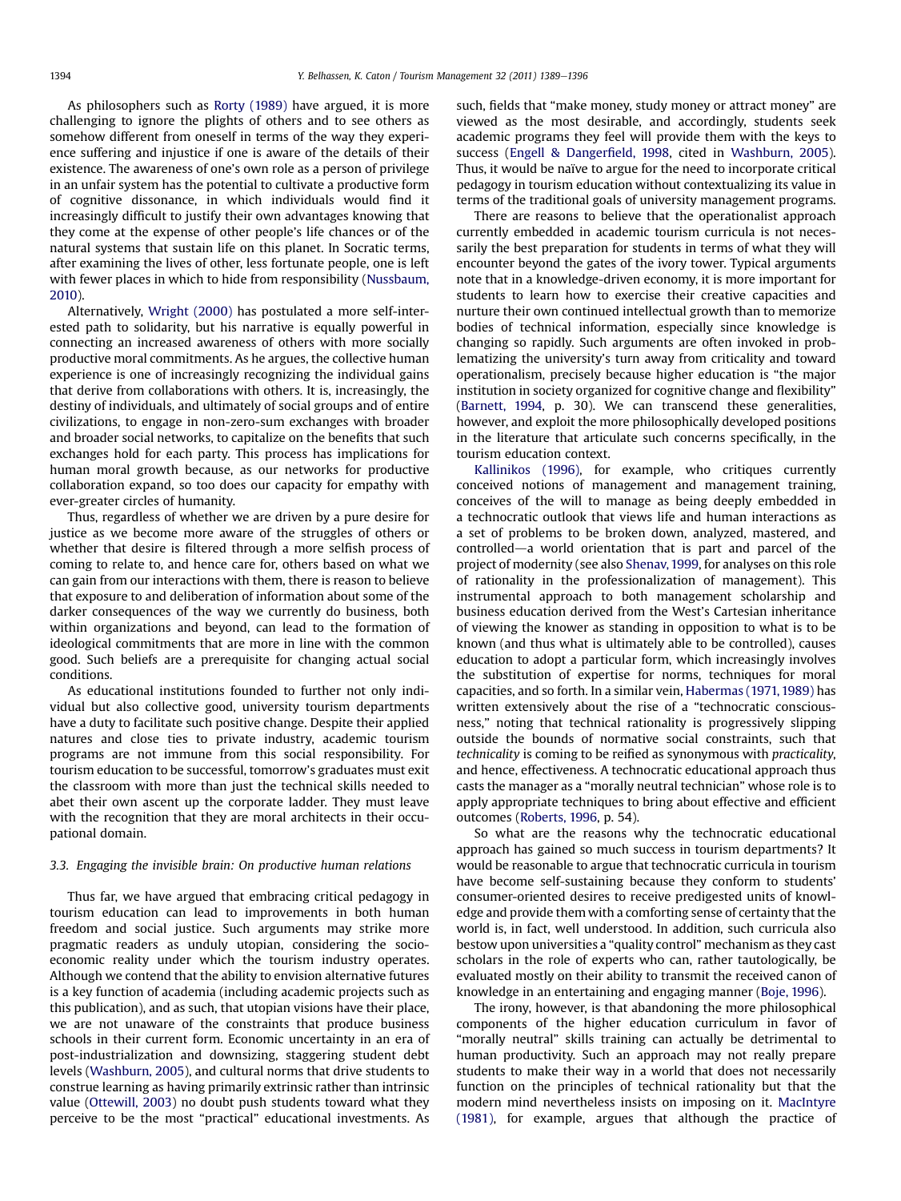As philosophers such as Rorty (1989) have argued, it is more challenging to ignore the plights of others and to see others as somehow different from oneself in terms of the way they experience suffering and injustice if one is aware of the details of their existence. The awareness of one's own role as a person of privilege in an unfair system has the potential to cultivate a productive form of cognitive dissonance, in which individuals would find it increasingly difficult to justify their own advantages knowing that they come at the expense of other people's life chances or of the natural systems that sustain life on this planet. In Socratic terms, after examining the lives of other, less fortunate people, one is left with fewer places in which to hide from responsibility (Nussbaum, 2010).

Alternatively, Wright (2000) has postulated a more self-interested path to solidarity, but his narrative is equally powerful in connecting an increased awareness of others with more socially productive moral commitments. As he argues, the collective human experience is one of increasingly recognizing the individual gains that derive from collaborations with others. It is, increasingly, the destiny of individuals, and ultimately of social groups and of entire civilizations, to engage in non-zero-sum exchanges with broader and broader social networks, to capitalize on the benefits that such exchanges hold for each party. This process has implications for human moral growth because, as our networks for productive collaboration expand, so too does our capacity for empathy with ever-greater circles of humanity.

Thus, regardless of whether we are driven by a pure desire for justice as we become more aware of the struggles of others or whether that desire is filtered through a more selfish process of coming to relate to, and hence care for, others based on what we can gain from our interactions with them, there is reason to believe that exposure to and deliberation of information about some of the darker consequences of the way we currently do business, both within organizations and beyond, can lead to the formation of ideological commitments that are more in line with the common good. Such beliefs are a prerequisite for changing actual social conditions.

As educational institutions founded to further not only individual but also collective good, university tourism departments have a duty to facilitate such positive change. Despite their applied natures and close ties to private industry, academic tourism programs are not immune from this social responsibility. For tourism education to be successful, tomorrow's graduates must exit the classroom with more than just the technical skills needed to abet their own ascent up the corporate ladder. They must leave with the recognition that they are moral architects in their occupational domain.

### 3.3. Engaging the invisible brain: On productive human relations

Thus far, we have argued that embracing critical pedagogy in tourism education can lead to improvements in both human freedom and social justice. Such arguments may strike more pragmatic readers as unduly utopian, considering the socioeconomic reality under which the tourism industry operates. Although we contend that the ability to envision alternative futures is a key function of academia (including academic projects such as this publication), and as such, that utopian visions have their place, we are not unaware of the constraints that produce business schools in their current form. Economic uncertainty in an era of post-industrialization and downsizing, staggering student debt levels (Washburn, 2005), and cultural norms that drive students to construe learning as having primarily extrinsic rather than intrinsic value (Ottewill, 2003) no doubt push students toward what they perceive to be the most "practical" educational investments. As such, fields that "make money, study money or attract money" are viewed as the most desirable, and accordingly, students seek academic programs they feel will provide them with the keys to success (Engell & Dangerfield, 1998, cited in Washburn, 2005). Thus, it would be naïve to argue for the need to incorporate critical pedagogy in tourism education without contextualizing its value in terms of the traditional goals of university management programs.

There are reasons to believe that the operationalist approach currently embedded in academic tourism curricula is not necessarily the best preparation for students in terms of what they will encounter beyond the gates of the ivory tower. Typical arguments note that in a knowledge-driven economy, it is more important for students to learn how to exercise their creative capacities and nurture their own continued intellectual growth than to memorize bodies of technical information, especially since knowledge is changing so rapidly. Such arguments are often invoked in problematizing the university's turn away from criticality and toward operationalism, precisely because higher education is "the major institution in society organized for cognitive change and flexibility" (Barnett, 1994, p. 30). We can transcend these generalities, however, and exploit the more philosophically developed positions in the literature that articulate such concerns specifically, in the tourism education context.

Kallinikos (1996), for example, who critiques currently conceived notions of management and management training, conceives of the will to manage as being deeply embedded in a technocratic outlook that views life and human interactions as a set of problems to be broken down, analyzed, mastered, and controlled—a world orientation that is part and parcel of the project of modernity (see also Shenav, 1999, for analyses on this role of rationality in the professionalization of management). This instrumental approach to both management scholarship and business education derived from the West's Cartesian inheritance of viewing the knower as standing in opposition to what is to be known (and thus what is ultimately able to be controlled), causes education to adopt a particular form, which increasingly involves the substitution of expertise for norms, techniques for moral capacities, and so forth. In a similar vein, Habermas (1971, 1989) has written extensively about the rise of a "technocratic consciousness," noting that technical rationality is progressively slipping outside the bounds of normative social constraints, such that *technicality* is coming to be reified as synonymous with *practicality*, and hence, effectiveness. A technocratic educational approach thus casts the manager as a "morally neutral technician" whose role is to apply appropriate techniques to bring about effective and efficient outcomes (Roberts, 1996, p. 54).

So what are the reasons why the technocratic educational approach has gained so much success in tourism departments? It would be reasonable to argue that technocratic curricula in tourism have become self-sustaining because they conform to students' consumer-oriented desires to receive predigested units of knowledge and provide them with a comforting sense of certainty that the world is, in fact, well understood. In addition, such curricula also bestow upon universities a "quality control" mechanism as they cast scholars in the role of experts who can, rather tautologically, be evaluated mostly on their ability to transmit the received canon of knowledge in an entertaining and engaging manner (Boje, 1996).

The irony, however, is that abandoning the more philosophical components of the higher education curriculum in favor of "morally neutral" skills training can actually be detrimental to human productivity. Such an approach may not really prepare students to make their way in a world that does not necessarily function on the principles of technical rationality but that the modern mind nevertheless insists on imposing on it. MacIntyre (1981), for example, argues that although the practice of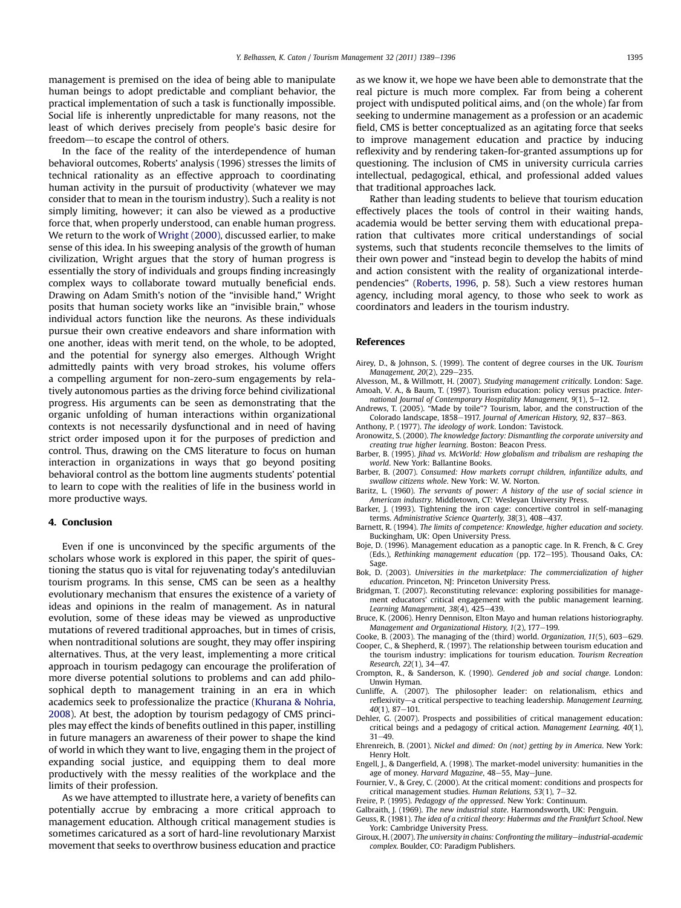management is premised on the idea of being able to manipulate human beings to adopt predictable and compliant behavior, the practical implementation of such a task is functionally impossible. Social life is inherently unpredictable for many reasons, not the least of which derives precisely from people's basic desire for freedom—to escape the control of others.

In the face of the reality of the interdependence of human behavioral outcomes, Roberts' analysis (1996) stresses the limits of technical rationality as an effective approach to coordinating human activity in the pursuit of productivity (whatever we may consider that to mean in the tourism industry). Such a reality is not simply limiting, however; it can also be viewed as a productive force that, when properly understood, can enable human progress. We return to the work of Wright (2000), discussed earlier, to make sense of this idea. In his sweeping analysis of the growth of human civilization, Wright argues that the story of human progress is essentially the story of individuals and groups finding increasingly complex ways to collaborate toward mutually beneficial ends. Drawing on Adam Smith's notion of the "invisible hand," Wright posits that human society works like an "invisible brain," whose individual actors function like the neurons. As these individuals pursue their own creative endeavors and share information with one another, ideas with merit tend, on the whole, to be adopted, and the potential for synergy also emerges. Although Wright admittedly paints with very broad strokes, his volume offers a compelling argument for non-zero-sum engagements by relatively autonomous parties as the driving force behind civilizational progress. His arguments can be seen as demonstrating that the organic unfolding of human interactions within organizational contexts is not necessarily dysfunctional and in need of having strict order imposed upon it for the purposes of prediction and control. Thus, drawing on the CMS literature to focus on human interaction in organizations in ways that go beyond positing behavioral control as the bottom line augments students' potential to learn to cope with the realities of life in the business world in more productive ways.

## 4. Conclusion

Even if one is unconvinced by the specific arguments of the scholars whose work is explored in this paper, the spirit of questioning the status quo is vital for rejuvenating today's antediluvian tourism programs. In this sense, CMS can be seen as a healthy evolutionary mechanism that ensures the existence of a variety of ideas and opinions in the realm of management. As in natural evolution, some of these ideas may be viewed as unproductive mutations of revered traditional approaches, but in times of crisis, when nontraditional solutions are sought, they may offer inspiring alternatives. Thus, at the very least, implementing a more critical approach in tourism pedagogy can encourage the proliferation of more diverse potential solutions to problems and can add philosophical depth to management training in an era in which academics seek to professionalize the practice (Khurana & Nohria, 2008). At best, the adoption by tourism pedagogy of CMS principles may effect the kinds of benefits outlined in this paper, instilling in future managers an awareness of their power to shape the kind of world in which they want to live, engaging them in the project of expanding social justice, and equipping them to deal more productively with the messy realities of the workplace and the limits of their profession.

As we have attempted to illustrate here, a variety of benefits can potentially accrue by embracing a more critical approach to management education. Although critical management studies is sometimes caricatured as a sort of hard-line revolutionary Marxist movement that seeks to overthrow business education and practice as we know it, we hope we have been able to demonstrate that the real picture is much more complex. Far from being a coherent project with undisputed political aims, and (on the whole) far from seeking to undermine management as a profession or an academic field, CMS is better conceptualized as an agitating force that seeks to improve management education and practice by inducing reflexivity and by rendering taken-for-granted assumptions up for questioning. The inclusion of CMS in university curricula carries intellectual, pedagogical, ethical, and professional added values that traditional approaches lack.

Rather than leading students to believe that tourism education effectively places the tools of control in their waiting hands, academia would be better serving them with educational preparation that cultivates more critical understandings of social systems, such that students reconcile themselves to the limits of their own power and "instead begin to develop the habits of mind and action consistent with the reality of organizational interdependencies" (Roberts, 1996, p. 58). Such a view restores human agency, including moral agency, to those who seek to work as coordinators and leaders in the tourism industry.

## References

Airey, D., & Johnson, S. (1999). The content of degree courses in the UK. *Tourism Management, 20*(2), 229–235.

Alvesson, M., & Willmott, H. (2007). *Studying management critically*. London: Sage.

Amoah, V. A., & Baum, T. (1997). Tourism education: policy versus practice. *International Journal of Contemporary Hospitality Management, 9*(1), 5–12.

Andrews, T. (2005). "Made by toile"? Tourism, labor, and the construction of the Colorado landscape, 1858–1917. *Journal of American History, 92*, 837–863.

Anthony, P. (1977). *The ideology of work*. London: Tavistock.

Aronowitz, S. (2000). *The knowledge factory: Dismantling the corporate university and creating true higher learning*. Boston: Beacon Press.

Barber, B. (1995). *Jihad vs. McWorld: How globalism and tribalism are reshaping the world*. New York: Ballantine Books.

Barber, B. (2007). *Consumed: How markets corrupt children, infantilize adults, and swallow citizens whole*. New York: W. W. Norton.

Baritz, L. (1960). *The servants of power: A history of the use of social science in American industry*. Middletown, CT: Wesleyan University Press.

Barker, J. (1993). Tightening the iron cage: concertive control in self-managing terms. *Administrative Science Quarterly, 38*(3), 408–437.

Barnett, R. (1994). *The limits of competence: Knowledge, higher education and society*. Buckingham, UK: Open University Press.

Boje, D. (1996). Management education as a panoptic cage. In R. French, & C. Grey (Eds.), *Rethinking management education* (pp. 172–195). Thousand Oaks, CA: Sage.

Bok, D. (2003). *Universities in the marketplace: The commercialization of higher education*. Princeton, NJ: Princeton University Press.

Bridgman, T. (2007). Reconstituting relevance: exploring possibilities for management educators' critical engagement with the public management learning. *Learning Management, 38*(4), 425–439.

Bruce, K. (2006). Henry Dennison, Elton Mayo and human relations historiography. *Management and Organizational History, 1*(2), 177–199.

Cooke, B. (2003). The managing of the (third) world. *Organization, 11*(5), 603–629.

Cooper, C., & Shepherd, R. (1997). The relationship between tourism education and the tourism industry: implications for tourism education. *Tourism Recreation Research, 22*(1), 34–47.

Crompton, R., & Sanderson, K. (1990). *Gendered job and social change*. London: Unwin Hyman.

Cunliffe, A. (2007). The philosopher leader: on relationalism, ethics and reflexivity—a critical perspective to teaching leadership. *Management Learning, 40*(1), 87–101.

Dehler, G. (2007). Prospects and possibilities of critical management education: critical beings and a pedagogy of critical action. *Management Learning, 40*(1), 31–49.

Ehrenreich, B. (2001). *Nickel and dimed: On (not) getting by in America*. New York: Henry Holt.

Engell, J., & Dangerfield, A. (1998). The market-model university: humanities in the age of money. *Harvard Magazine*, 48–55, May–June.

Fournier, V., & Grey, C. (2000). At the critical moment: conditions and prospects for critical management studies. *Human Relations, 53*(1), 7–32.

Freire, P. (1995). *Pedagogy of the oppressed*. New York: Continuum.

Galbraith, J. (1969). *The new industrial state*. Harmondsworth, UK: Penguin.

Geuss, R. (1981). *The idea of a critical theory: Habermas and the Frankfurt School*. New York: Cambridge University Press.

Giroux, H. (2007). *The university in chains: Confronting the military–industrial-academic complex*. Boulder, CO: Paradigm Publishers.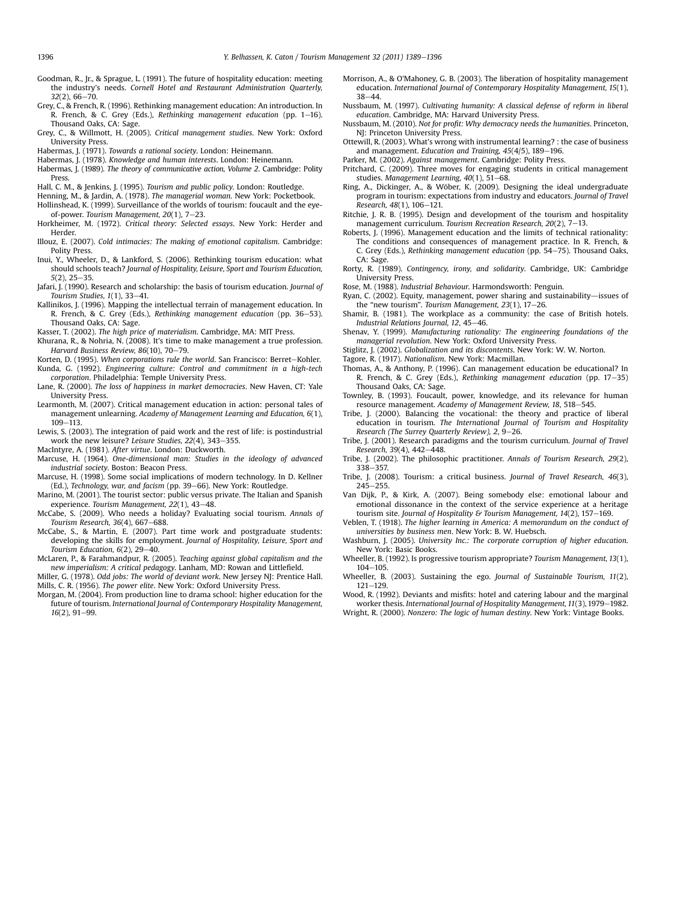Goodman, R., Jr., & Sprague, L. (1991). The future of hospitality education: meeting the industry's needs. *Cornell Hotel and Restaurant Administration Quarterly, 32*(2), 66–70.

Grey, C., & French, R. (1996). Rethinking management education: An introduction. In R. French, & C. Grey (Eds.), *Rethinking management education* (pp. 1–16). Thousand Oaks, CA: Sage.

Grey, C., & Willmott, H. (2005). *Critical management studies*. New York: Oxford University Press.

Habermas, J. (1971). *Towards a rational society*. London: Heinemann.

Habermas, J. (1978). *Knowledge and human interests*. London: Heinemann.

Habermas, J. (1989). *The theory of communicative action, Volume 2*. Cambridge: Polity Press.

Hall, C. M., & Jenkins, J. (1995). *Tourism and public policy*. London: Routledge.

Henning, M., & Jardin, A. (1978). *The managerial woman*. New York: Pocketbook.

Hollinshead, K. (1999). Surveillance of the worlds of tourism: foucault and the eye-of-power. *Tourism Management, 20*(1), 7–23.

Horkheimer, M. (1972). *Critical theory: Selected essays*. New York: Herder and Herder.

Illouz, E. (2007). *Cold intimacies: The making of emotional capitalism*. Cambridge: Polity Press.

Inui, Y., Wheeler, D., & Lankford, S. (2006). Rethinking tourism education: what should schools teach? *Journal of Hospitality, Leisure, Sport and Tourism Education, 5*(2), 25–35.

Jafari, J. (1990). Research and scholarship: the basis of tourism education. *Journal of Tourism Studies, 1*(1), 33–41.

Kallinikos, J. (1996). Mapping the intellectual terrain of management education. In R. French, & C. Grey (Eds.), *Rethinking management education* (pp. 36–53). Thousand Oaks, CA: Sage.

Kasser, T. (2002). *The high price of materialism*. Cambridge, MA: MIT Press.

Khurana, R., & Nohria, N. (2008). It's time to make management a true profession. *Harvard Business Review, 86*(10), 70–79.

Korten, D. (1995). *When corporations rule the world*. San Francisco: Berret–Kohler.

Kunda, G. (1992). *Engineering culture: Control and commitment in a high-tech corporation*. Philadelphia: Temple University Press.

Lane, R. (2000). *The loss of happiness in market democracies*. New Haven, CT: Yale University Press.

Learmonth, M. (2007). Critical management education in action: personal tales of management unlearning. *Academy of Management Learning and Education, 6*(1), 109–113.

Lewis, S. (2003). The integration of paid work and the rest of life: is postindustrial work the new leisure? *Leisure Studies, 22*(4), 343–355.

MacIntyre, A. (1981). *After virtue*. London: Duckworth.

Marcuse, H. (1964). *One-dimensional man: Studies in the ideology of advanced industrial society*. Boston: Beacon Press.

Marcuse, H. (1998). Some social implications of modern technology. In D. Kellner (Ed.), *Technology, war, and facism* (pp. 39–66). New York: Routledge.

Marino, M. (2001). The tourist sector: public versus private. The Italian and Spanish experience. *Tourism Management, 22*(1), 43–48.

McCabe, S. (2009). Who needs a holiday? Evaluating social tourism. *Annals of Tourism Research, 36*(4), 667–688.

McCabe, S., & Martin, E. (2007). Part time work and postgraduate students: developing the skills for employment. *Journal of Hospitality, Leisure, Sport and Tourism Education, 6*(2), 29–40.

McLaren, P., & Farahmandpur, R. (2005). *Teaching against global capitalism and the new imperialism: A critical pedagogy*. Lanham, MD: Rowan and Littlefield.

Miller, G. (1978). *Odd jobs: The world of deviant work*. New Jersey NJ: Prentice Hall.

Mills, C. R. (1956). *The power elite*. New York: Oxford University Press.

Morgan, M. (2004). From production line to drama school: higher education for the future of tourism. *International Journal of Contemporary Hospitality Management, 16*(2), 91–99.

Morrison, A., & O'Mahoney, G. B. (2003). The liberation of hospitality management education. *International Journal of Contemporary Hospitality Management, 15*(1), 38–44.

Nussbaum, M. (1997). *Cultivating humanity: A classical defense of reform in liberal education*. Cambridge, MA: Harvard University Press.

Nussbaum, M. (2010). *Not for profit: Why democracy needs the humanities*. Princeton, NJ: Princeton University Press.

Ottewill, R. (2003). What's wrong with instrumental learning? : the case of business and management. *Education and Training, 45*(4/5), 189–196.

Parker, M. (2002). *Against management*. Cambridge: Polity Press.

Pritchard, C. (2009). Three moves for engaging students in critical management studies. *Management Learning, 40*(1), 51–68.

Ring, A., Dickinger, A., & Wöber, K. (2009). Designing the ideal undergraduate program in tourism: expectations from industry and educators. *Journal of Travel Research, 48*(1), 106–121.

Ritchie, J. R. B. (1995). Design and development of the tourism and hospitality management curriculum. *Tourism Recreation Research, 20*(2), 7–13.

Roberts, J. (1996). Management education and the limits of technical rationality: The conditions and consequences of management practice. In R. French, & C. Grey (Eds.), *Rethinking management education* (pp. 54–75). Thousand Oaks, CA: Sage.

Rorty, R. (1989). *Contingency, irony, and solidarity*. Cambridge, UK: Cambridge University Press.

Rose, M. (1988). *Industrial Behaviour*. Harmondsworth: Penguin.

Ryan, C. (2002). Equity, management, power sharing and sustainability—issues of the "new tourism". *Tourism Management, 23*(1), 17–26.

Shamir, B. (1981). The workplace as a community: the case of British hotels. *Industrial Relations Journal, 12*, 45–46.

Shenav, Y. (1999). *Manufacturing rationality: The engineering foundations of the managerial revolution*. New York: Oxford University Press.

Stiglitz, J. (2002). *Globalization and its discontents*. New York: W. W. Norton.

Tagore, R. (1917). *Nationalism*. New York: Macmillan.

Thomas, A., & Anthony, P. (1996). Can management education be educational? In R. French, & C. Grey (Eds.), *Rethinking management education* (pp. 17–35) Thousand Oaks, CA: Sage.

Townley, B. (1993). Foucault, power, knowledge, and its relevance for human resource management. *Academy of Management Review, 18*, 518–545.

Tribe, J. (2000). Balancing the vocational: the theory and practice of liberal education in tourism. *The International Journal of Tourism and Hospitality Research (The Surrey Quarterly Review), 2*, 9–26.

Tribe, J. (2001). Research paradigms and the tourism curriculum. *Journal of Travel Research, 39*(4), 442–448.

Tribe, J. (2002). The philosophic practitioner. *Annals of Tourism Research, 29*(2), 338–357.

Tribe, J. (2008). Tourism: a critical business. *Journal of Travel Research, 46*(3), 245–255.

Van Dijk, P., & Kirk, A. (2007). Being somebody else: emotional labour and emotional dissonance in the context of the service experience at a heritage tourism site. *Journal of Hospitality & Tourism Management, 14*(2), 157–169.

Veblen, T. (1918). *The higher learning in America: A memorandum on the conduct of universities by business men*. New York: B. W. Huebsch.

Washburn, J. (2005). *University Inc.: The corporate corruption of higher education*. New York: Basic Books.

Wheeller, B. (1992). Is progressive tourism appropriate? *Tourism Management, 13*(1), 104–105.

Wheeller, B. (2003). Sustaining the ego. *Journal of Sustainable Tourism, 11*(2), 121–129.

Wood, R. (1992). Deviants and misfits: hotel and catering labour and the marginal worker thesis. *International Journal of Hospitality Management, 11*(3), 1979–1982.

Wright, R. (2000). *Nonzero: The logic of human destiny*. New York: Vintage Books.